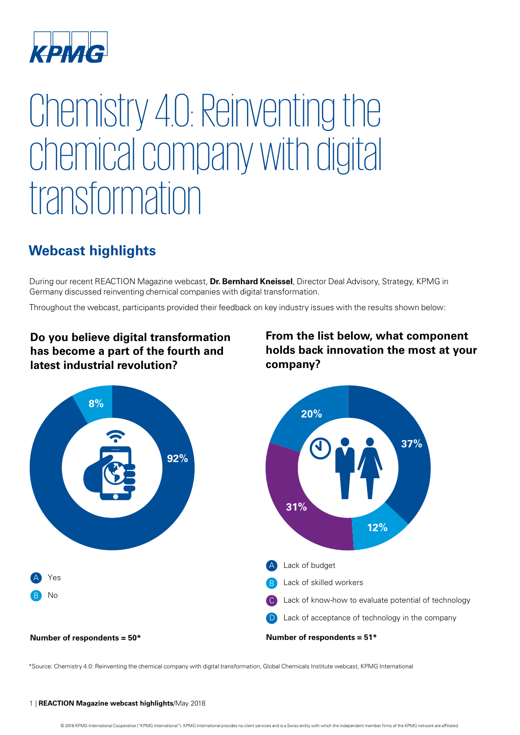# Chemistry 4.0: Reinventing the chemical company with digital transformation

## Webcast highlights

During our recent REACTION Magazine webcast, **Dr. Bernhard Kneissel**, Director Deal Advisory, Strategy, KPMG in Germany discussed reinventing chemical companies with digital transformation.

Throughout the webcast, participants provided their feedback on key industry issues with the results shown below:

### Do you believe digital transformation has become a part of the fourth and latest industrial revolution?

92%

8%

- A Yes
- B No

**Number of respondents = 50***

### From the list below, what component holds back innovation the most at your company?

37%

12%

31%

20%

- A Lack of budget
- B Lack of skilled workers
- C Lack of know-how to evaluate potential of technology
- D Lack of acceptance of technology in the company

**Number of respondents = 51***

*Source: Chemistry 4.0: Reinventing the chemical company with digital transformation, Global Chemicals Institute webcast, KPMG International

© 2018 KPMG International Cooperative ("KPMG International"). KPMG International provides no client services and is a Swiss entity with which the independent member firms of the KPMG network are affiliated.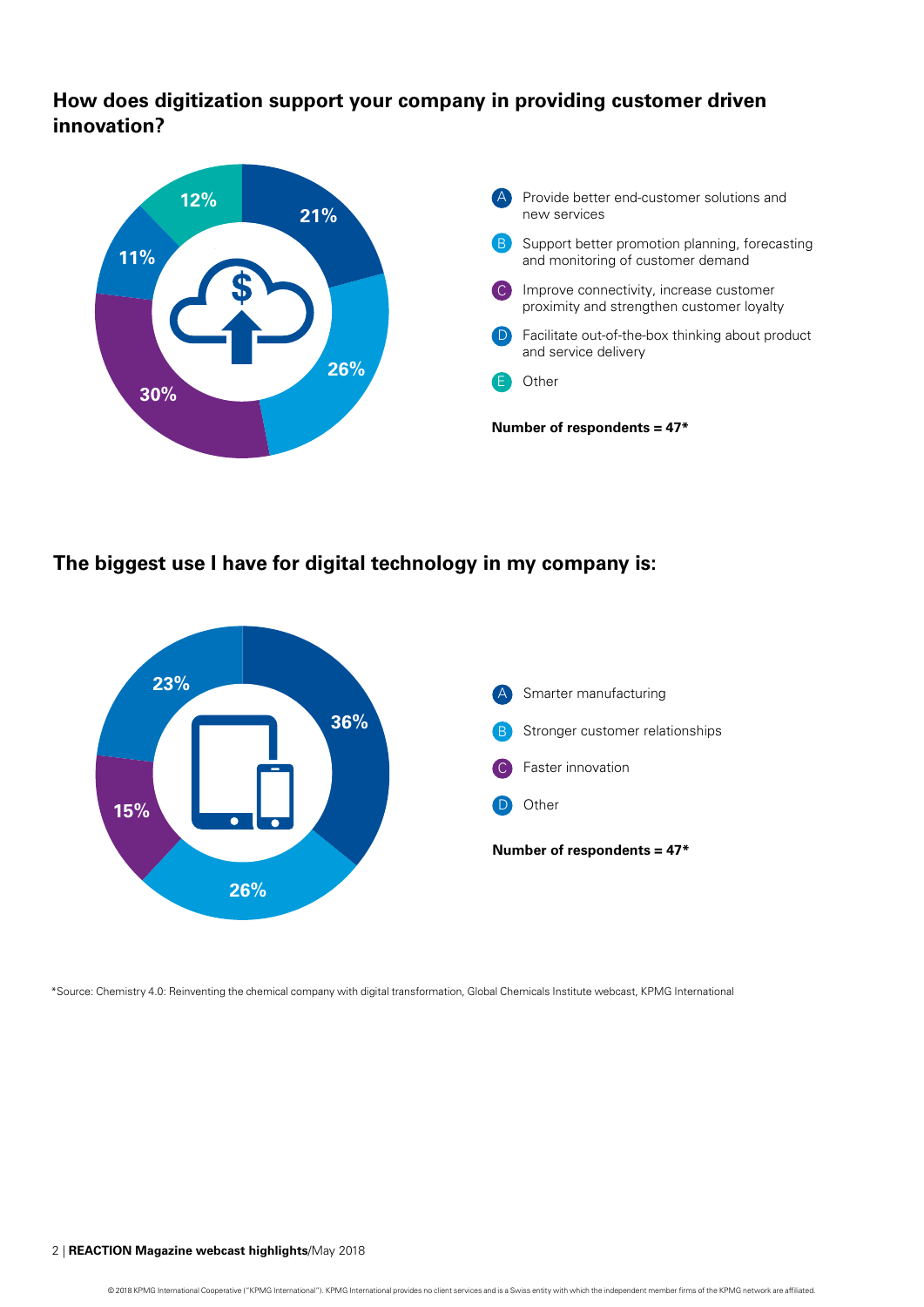## How does digitization support your company in providing customer driven innovation?

| | Response | % |
|---|---|---|
| A | Provide better end-customer solutions and new services | 21% |
| B | Support better promotion planning, forecasting and monitoring of customer demand | 26% |
| C | Improve connectivity, increase customer proximity and strengthen customer loyalty | 30% |
| D | Facilitate out-of-the-box thinking about product and service delivery | 11% |
| E | Other | 12% |

**Number of respondents = 47***

## The biggest use I have for digital technology in my company is:

| | Response | % |
|---|---|---|
| A | Smarter manufacturing | 36% |
| B | Stronger customer relationships | 26% |
| C | Faster innovation | 15% |
| D | Other | 23% |

**Number of respondents = 47***

*Source: Chemistry 4.0: Reinventing the chemical company with digital transformation, Global Chemicals Institute webcast, KPMG International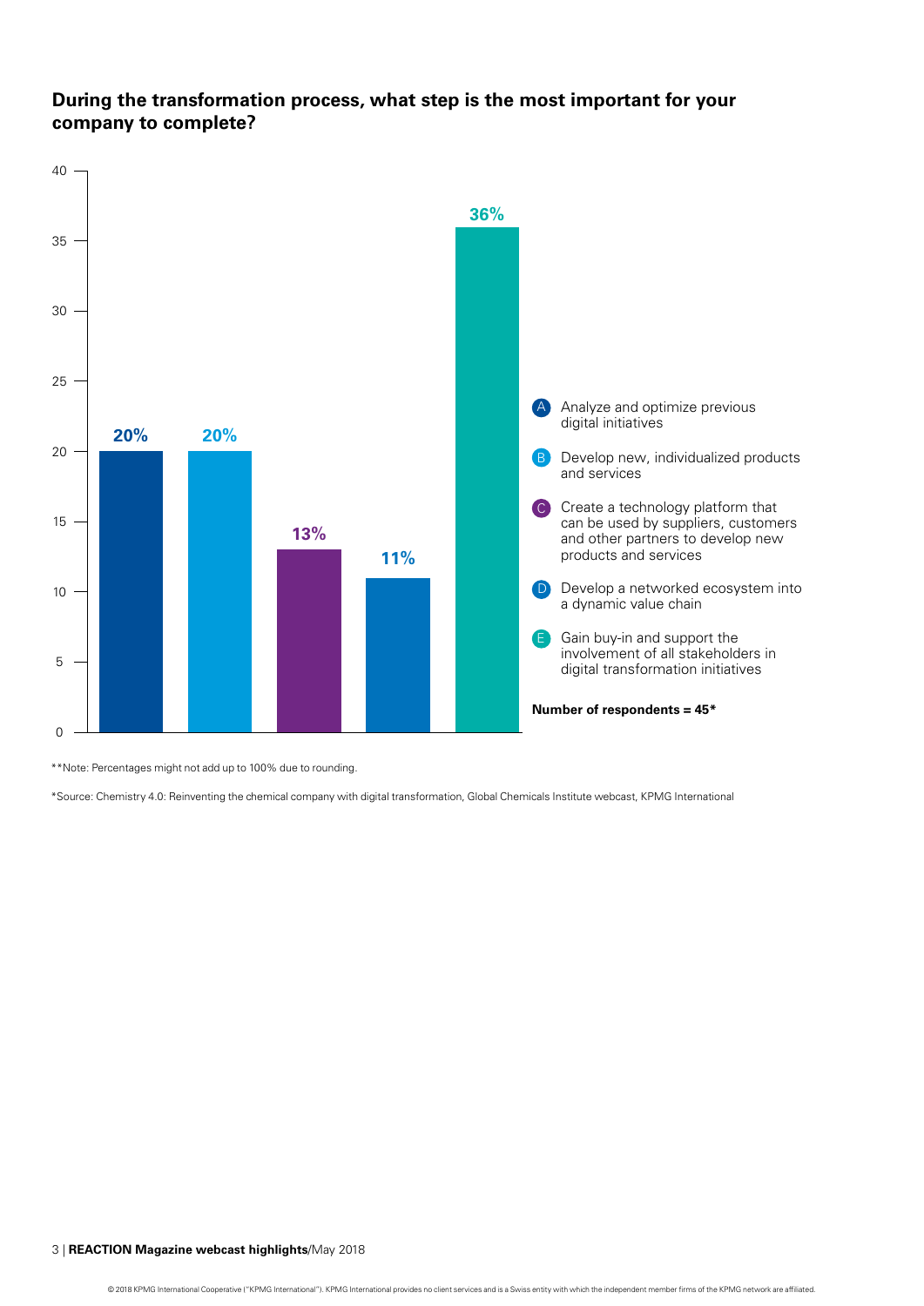**During the transformation process, what step is the most important for your company to complete?**

| Option | Response | Percentage |
| --- | --- | --- |
| A | Analyze and optimize previous digital initiatives | 20% |
| B | Develop new, individualized products and services | 20% |
| C | Create a technology platform that can be used by suppliers, customers and other partners to develop new products and services | 13% |
| D | Develop a networked ecosystem into a dynamic value chain | 11% |
| E | Gain buy-in and support the involvement of all stakeholders in digital transformation initiatives | 36% |

**Number of respondents = 45***

**Note: Percentages might not add up to 100% due to rounding.

*Source: Chemistry 4.0: Reinventing the chemical company with digital transformation, Global Chemicals Institute webcast, KPMG International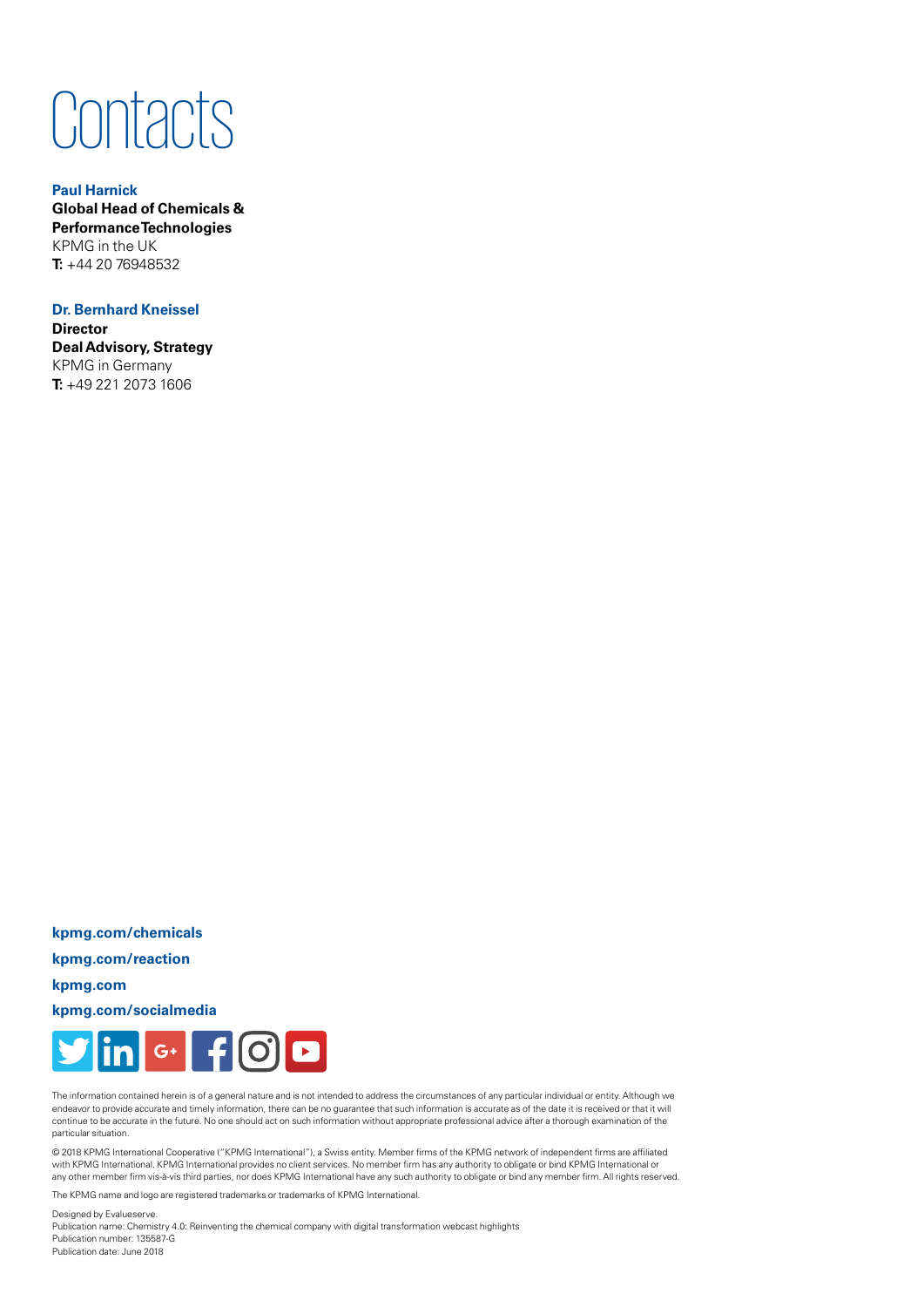# Contacts

**Paul Harnick**
**Global Head of Chemicals & Performance Technologies**
KPMG in the UK
**T:** +44 20 76948532

**Dr. Bernhard Kneissel**
**Director**
**Deal Advisory, Strategy**
KPMG in Germany
**T:** +49 221 2073 1606

**kpmg.com/chemicals**

**kpmg.com/reaction**

**kpmg.com**

**kpmg.com/socialmedia**

The information contained herein is of a general nature and is not intended to address the circumstances of any particular individual or entity. Although we endeavor to provide accurate and timely information, there can be no guarantee that such information is accurate as of the date it is received or that it will continue to be accurate in the future. No one should act on such information without appropriate professional advice after a thorough examination of the particular situation.

© 2018 KPMG International Cooperative ("KPMG International"), a Swiss entity. Member firms of the KPMG network of independent firms are affiliated with KPMG International. KPMG International provides no client services. No member firm has any authority to obligate or bind KPMG International or any other member firm vis-à-vis third parties, nor does KPMG International have any such authority to obligate or bind any member firm. All rights reserved.

The KPMG name and logo are registered trademarks or trademarks of KPMG International.

Designed by Evalueserve.
Publication name: Chemistry 4.0: Reinventing the chemical company with digital transformation webcast highlights
Publication number: 135587-G
Publication date: June 2018